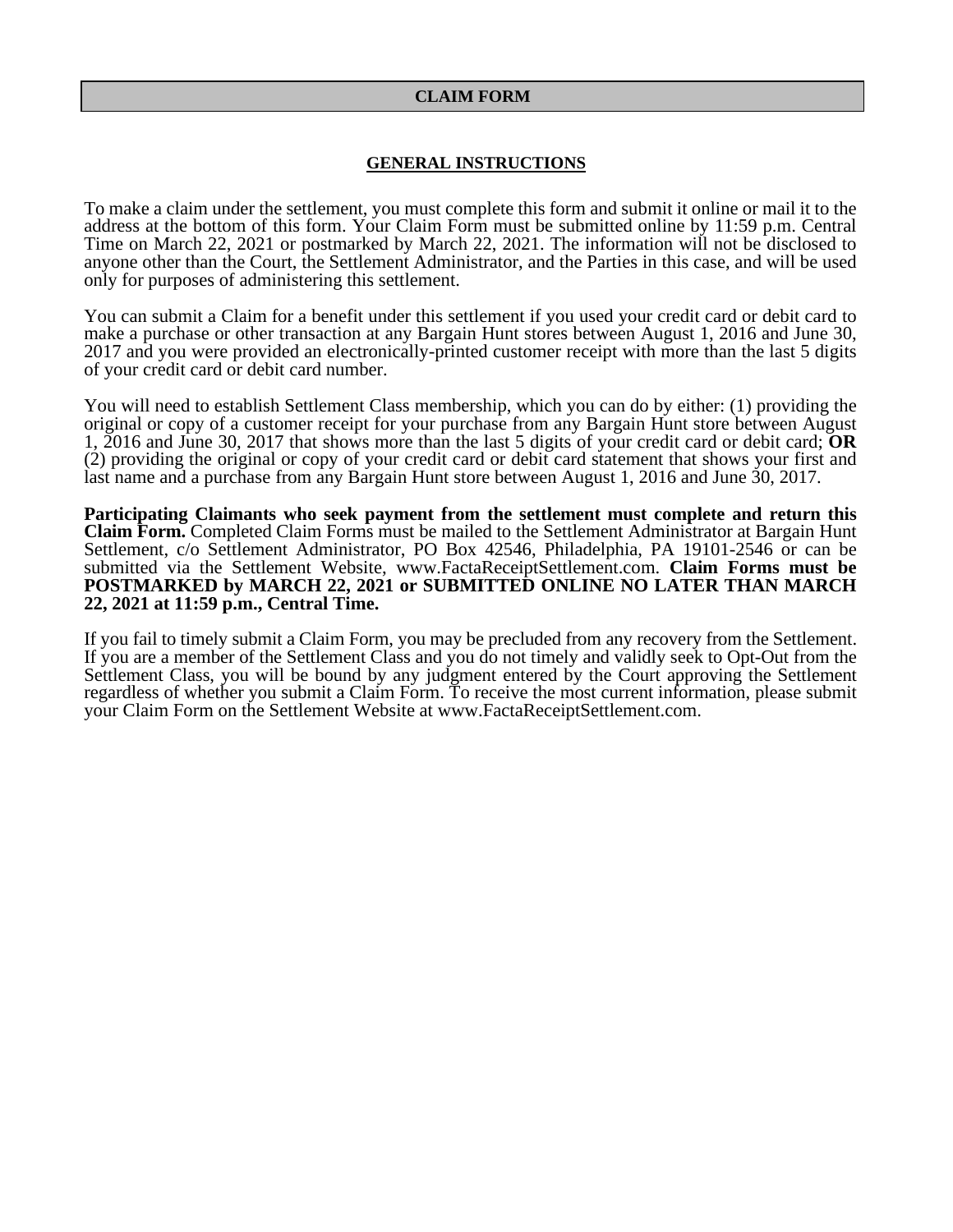# CLAIM FORM

## GENERAL INSTRUCTIONS

To make a claim under the settlement, you must complete this form and submit it online or mail it to the address at the bottom of this form. Your Claim Form must be submitted online by 11:59 p.m. Central Time on March 22, 2021 or postmarked by March 22, 2021. The information will not be disclosed to anyone other than the Court, the Settlement Administrator, and the Parties in this case, and will be used only for purposes of administering this settlement.

You can submit a Claim for a benefit under this settlement if you used your credit card or debit card to make a purchase or other transaction at any Bargain Hunt stores between August 1, 2016 and June 30, 2017 and you were provided an electronically-printed customer receipt with more than the last 5 digits of your credit card or debit card number.

You will need to establish Settlement Class membership, which you can do by either: (1) providing the original or copy of a customer receipt for your purchase from any Bargain Hunt store between August 1, 2016 and June 30, 2017 that shows more than the last 5 digits of your credit card or debit card; **OR** (2) providing the original or copy of your credit card or debit card statement that shows your first and last name and a purchase from any Bargain Hunt store between August 1, 2016 and June 30, 2017.

**Participating Claimants who seek payment from the settlement must complete and return this Claim Form.** Completed Claim Forms must be mailed to the Settlement Administrator at Bargain Hunt Settlement, c/o Settlement Administrator, PO Box 42546, Philadelphia, PA 19101-2546 or can be submitted via the Settlement Website, www.FactaReceiptSettlement.com. **Claim Forms must be POSTMARKED by MARCH 22, 2021 or SUBMITTED ONLINE NO LATER THAN MARCH 22, 2021 at 11:59 p.m., Central Time.**

If you fail to timely submit a Claim Form, you may be precluded from any recovery from the Settlement. If you are a member of the Settlement Class and you do not timely and validly seek to Opt-Out from the Settlement Class, you will be bound by any judgment entered by the Court approving the Settlement regardless of whether you submit a Claim Form. To receive the most current information, please submit your Claim Form on the Settlement Website at www.FactaReceiptSettlement.com.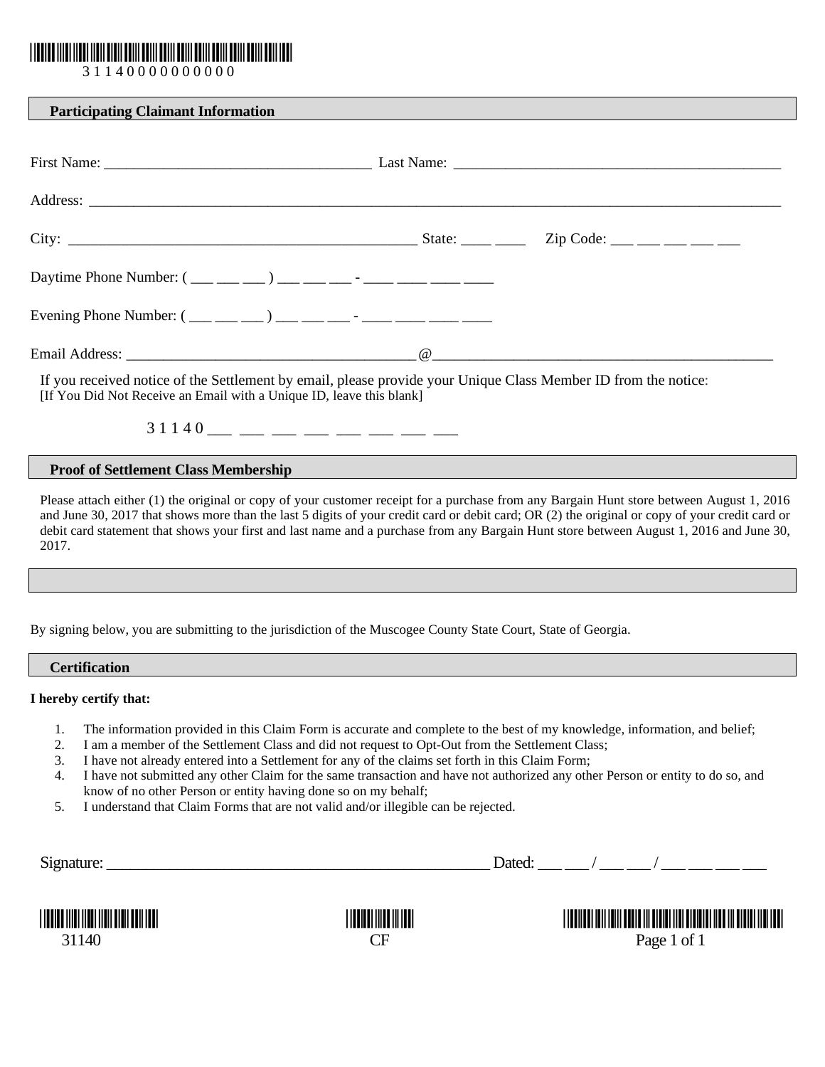3 1 1 4 0 0 0 0 0 0 0 0 0

## Participating Claimant Information

First Name: ____________________________________ Last Name: ____________________________________________

Address: ____________________________________________________________________________________________

City: ______________________________________________ State: ____ ____ Zip Code: ___ ___ ___ ___ ___

Daytime Phone Number: ( ___ ___ ___ ) ___ ___ ___ - ____ ____ ____ ____

Evening Phone Number: ( ___ ___ ___ ) ___ ___ ___ - ____ ____ ____ ____

Email Address: ______________________________________@_____________________________________________

If you received notice of the Settlement by email, please provide your Unique Class Member ID from the notice:
[If You Did Not Receive an Email with a Unique ID, leave this blank]

3 1 1 4 0 ___ ___ ___ ___ ___ ___ ___ ___

## Proof of Settlement Class Membership

Please attach either (1) the original or copy of your customer receipt for a purchase from any Bargain Hunt store between August 1, 2016 and June 30, 2017 that shows more than the last 5 digits of your credit card or debit card; OR (2) the original or copy of your credit card or debit card statement that shows your first and last name and a purchase from any Bargain Hunt store between August 1, 2016 and June 30, 2017.

By signing below, you are submitting to the jurisdiction of the Muscogee County State Court, State of Georgia.

## Certification

**I hereby certify that:**

1. The information provided in this Claim Form is accurate and complete to the best of my knowledge, information, and belief;
2. I am a member of the Settlement Class and did not request to Opt-Out from the Settlement Class;
3. I have not already entered into a Settlement for any of the claims set forth in this Claim Form;
4. I have not submitted any other Claim for the same transaction and have not authorized any other Person or entity to do so, and know of no other Person or entity having done so on my behalf;
5. I understand that Claim Forms that are not valid and/or illegible can be rejected.

Signature: ________________________________________________ Dated: ___ ___ / ___ ___ / ___ ___ ___ ___

31140 CF